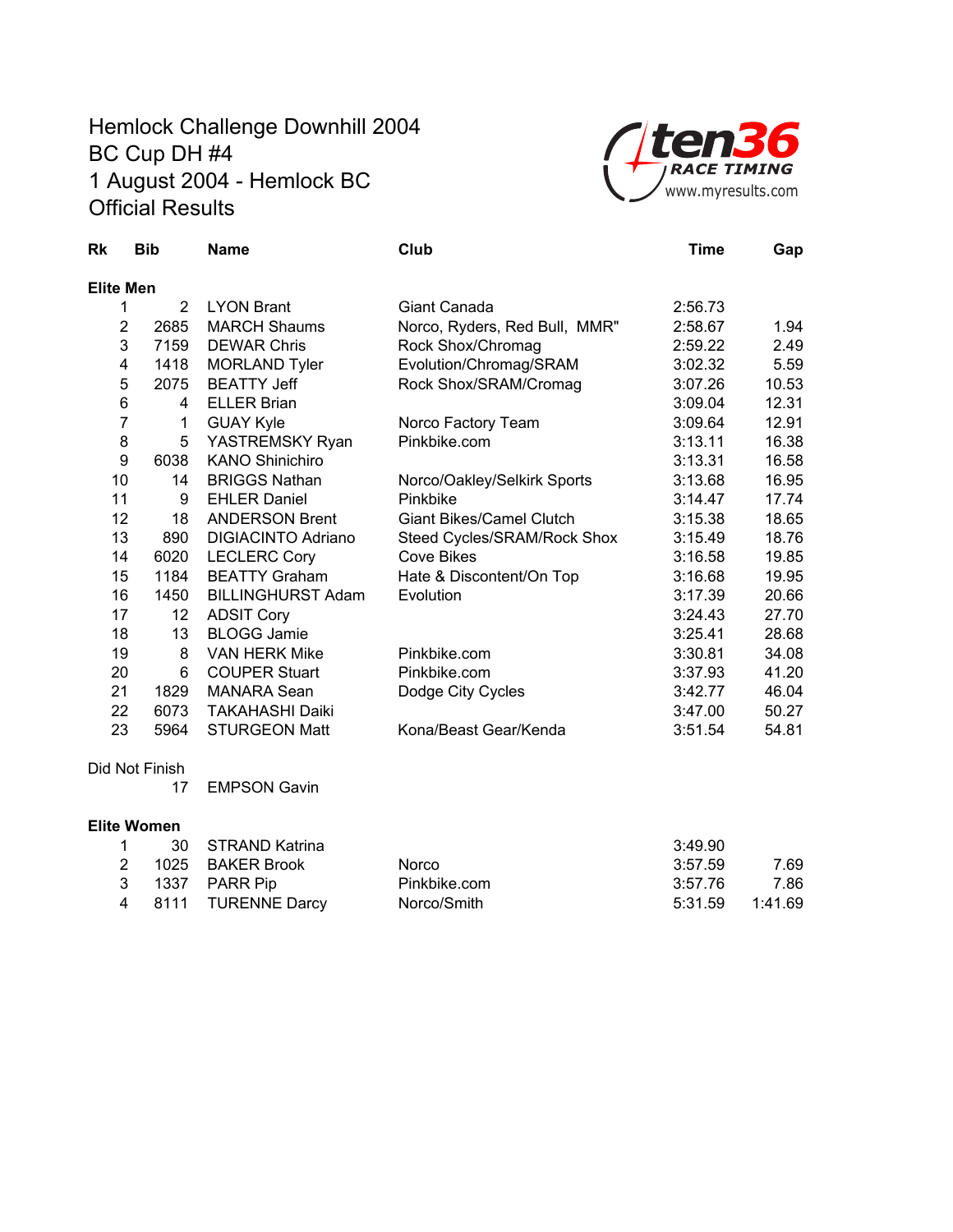# Hemlock Challenge Downhill 2004
## BC Cup DH #4
## 1 August 2004 - Hemlock BC
## Official Results

ten36 RACE TIMING
www.myresults.com

| Rk | Bib | Name | Club | Time | Gap |
|---|---|---|---|---|---|
| **Elite Men** | | | | | |
| 1 | 2 | LYON Brant | Giant Canada | 2:56.73 | |
| 2 | 2685 | MARCH Shaums | Norco, Ryders, Red Bull, MMR" | 2:58.67 | 1.94 |
| 3 | 7159 | DEWAR Chris | Rock Shox/Chromag | 2:59.22 | 2.49 |
| 4 | 1418 | MORLAND Tyler | Evolution/Chromag/SRAM | 3:02.32 | 5.59 |
| 5 | 2075 | BEATTY Jeff | Rock Shox/SRAM/Cromag | 3:07.26 | 10.53 |
| 6 | 4 | ELLER Brian | | 3:09.04 | 12.31 |
| 7 | 1 | GUAY Kyle | Norco Factory Team | 3:09.64 | 12.91 |
| 8 | 5 | YASTREMSKY Ryan | Pinkbike.com | 3:13.11 | 16.38 |
| 9 | 6038 | KANO Shinichiro | | 3:13.31 | 16.58 |
| 10 | 14 | BRIGGS Nathan | Norco/Oakley/Selkirk Sports | 3:13.68 | 16.95 |
| 11 | 9 | EHLER Daniel | Pinkbike | 3:14.47 | 17.74 |
| 12 | 18 | ANDERSON Brent | Giant Bikes/Camel Clutch | 3:15.38 | 18.65 |
| 13 | 890 | DIGIACINTO Adriano | Steed Cycles/SRAM/Rock Shox | 3:15.49 | 18.76 |
| 14 | 6020 | LECLERC Cory | Cove Bikes | 3:16.58 | 19.85 |
| 15 | 1184 | BEATTY Graham | Hate & Discontent/On Top | 3:16.68 | 19.95 |
| 16 | 1450 | BILLINGHURST Adam | Evolution | 3:17.39 | 20.66 |
| 17 | 12 | ADSIT Cory | | 3:24.43 | 27.70 |
| 18 | 13 | BLOGG Jamie | | 3:25.41 | 28.68 |
| 19 | 8 | VAN HERK Mike | Pinkbike.com | 3:30.81 | 34.08 |
| 20 | 6 | COUPER Stuart | Pinkbike.com | 3:37.93 | 41.20 |
| 21 | 1829 | MANARA Sean | Dodge City Cycles | 3:42.77 | 46.04 |
| 22 | 6073 | TAKAHASHI Daiki | | 3:47.00 | 50.27 |
| 23 | 5964 | STURGEON Matt | Kona/Beast Gear/Kenda | 3:51.54 | 54.81 |
| Did Not Finish | | | | | |
| | 17 | EMPSON Gavin | | | |
| **Elite Women** | | | | | |
| 1 | 30 | STRAND Katrina | | 3:49.90 | |
| 2 | 1025 | BAKER Brook | Norco | 3:57.59 | 7.69 |
| 3 | 1337 | PARR Pip | Pinkbike.com | 3:57.76 | 7.86 |
| 4 | 8111 | TURENNE Darcy | Norco/Smith | 5:31.59 | 1:41.69 |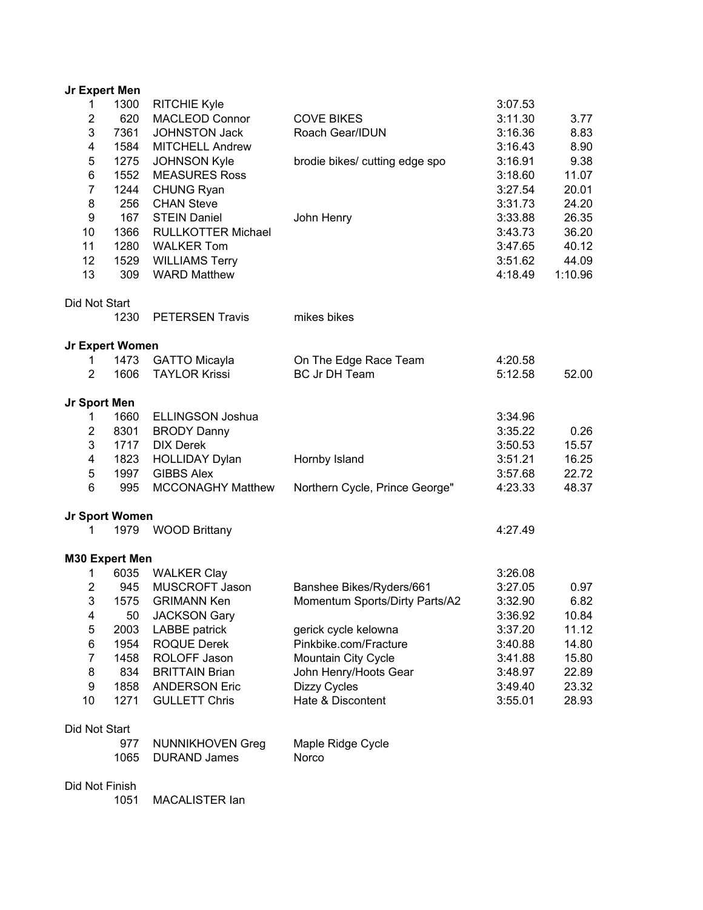## Jr Expert Men

| Place | No. | Name | Team | Time | Gap |
|---|---|---|---|---|---|
| 1 | 1300 | RITCHIE Kyle | | 3:07.53 | |
| 2 | 620 | MACLEOD Connor | COVE BIKES | 3:11.30 | 3.77 |
| 3 | 7361 | JOHNSTON Jack | Roach Gear/IDUN | 3:16.36 | 8.83 |
| 4 | 1584 | MITCHELL Andrew | | 3:16.43 | 8.90 |
| 5 | 1275 | JOHNSON Kyle | brodie bikes/ cutting edge spo | 3:16.91 | 9.38 |
| 6 | 1552 | MEASURES Ross | | 3:18.60 | 11.07 |
| 7 | 1244 | CHUNG Ryan | | 3:27.54 | 20.01 |
| 8 | 256 | CHAN Steve | | 3:31.73 | 24.20 |
| 9 | 167 | STEIN Daniel | John Henry | 3:33.88 | 26.35 |
| 10 | 1366 | RULLKOTTER Michael | | 3:43.73 | 36.20 |
| 11 | 1280 | WALKER Tom | | 3:47.65 | 40.12 |
| 12 | 1529 | WILLIAMS Terry | | 3:51.62 | 44.09 |
| 13 | 309 | WARD Matthew | | 4:18.49 | 1:10.96 |

Did Not Start

| No. | Name | Team |
|---|---|---|
| 1230 | PETERSEN Travis | mikes bikes |

## Jr Expert Women

| Place | No. | Name | Team | Time | Gap |
|---|---|---|---|---|---|
| 1 | 1473 | GATTO Micayla | On The Edge Race Team | 4:20.58 | |
| 2 | 1606 | TAYLOR Krissi | BC Jr DH Team | 5:12.58 | 52.00 |

## Jr Sport Men

| Place | No. | Name | Team | Time | Gap |
|---|---|---|---|---|---|
| 1 | 1660 | ELLINGSON Joshua | | 3:34.96 | |
| 2 | 8301 | BRODY Danny | | 3:35.22 | 0.26 |
| 3 | 1717 | DIX Derek | | 3:50.53 | 15.57 |
| 4 | 1823 | HOLLIDAY Dylan | Hornby Island | 3:51.21 | 16.25 |
| 5 | 1997 | GIBBS Alex | | 3:57.68 | 22.72 |
| 6 | 995 | MCCONAGHY Matthew | Northern Cycle, Prince George" | 4:23.33 | 48.37 |

## Jr Sport Women

| Place | No. | Name | Team | Time | Gap |
|---|---|---|---|---|---|
| 1 | 1979 | WOOD Brittany | | 4:27.49 | |

## M30 Expert Men

| Place | No. | Name | Team | Time | Gap |
|---|---|---|---|---|---|
| 1 | 6035 | WALKER Clay | | 3:26.08 | |
| 2 | 945 | MUSCROFT Jason | Banshee Bikes/Ryders/661 | 3:27.05 | 0.97 |
| 3 | 1575 | GRIMANN Ken | Momentum Sports/Dirty Parts/A2 | 3:32.90 | 6.82 |
| 4 | 50 | JACKSON Gary | | 3:36.92 | 10.84 |
| 5 | 2003 | LABBE patrick | gerick cycle kelowna | 3:37.20 | 11.12 |
| 6 | 1954 | ROQUE Derek | Pinkbike.com/Fracture | 3:40.88 | 14.80 |
| 7 | 1458 | ROLOFF Jason | Mountain City Cycle | 3:41.88 | 15.80 |
| 8 | 834 | BRITTAIN Brian | John Henry/Hoots Gear | 3:48.97 | 22.89 |
| 9 | 1858 | ANDERSON Eric | Dizzy Cycles | 3:49.40 | 23.32 |
| 10 | 1271 | GULLETT Chris | Hate & Discontent | 3:55.01 | 28.93 |

Did Not Start

| No. | Name | Team |
|---|---|---|
| 977 | NUNNIKHOVEN Greg | Maple Ridge Cycle |
| 1065 | DURAND James | Norco |

Did Not Finish

| No. | Name |
|---|---|
| 1051 | MACALISTER Ian |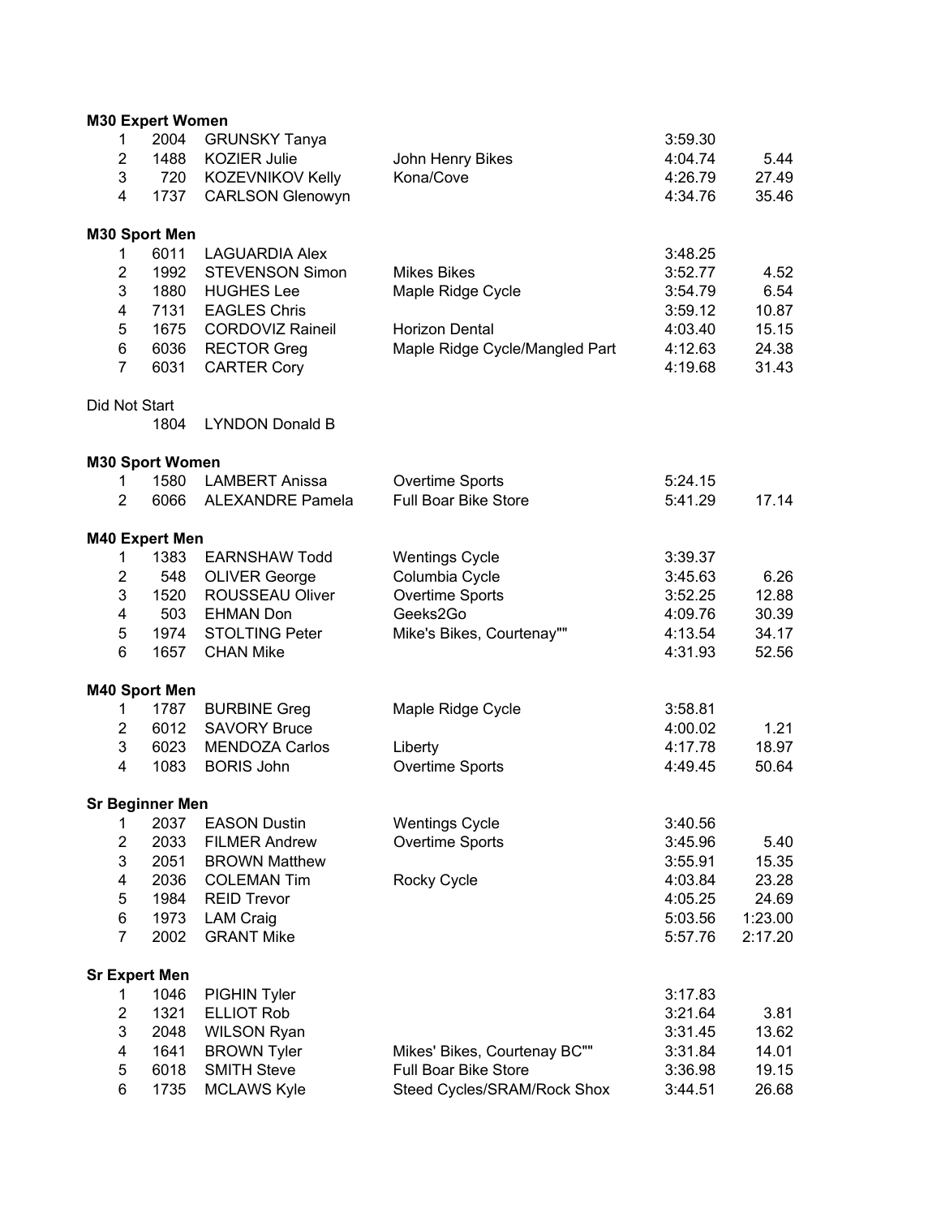**M30 Expert Women**

| | | | | | |
|---|---|---|---|---|---|
| 1 | 2004 | GRUNSKY Tanya | | 3:59.30 | |
| 2 | 1488 | KOZIER Julie | John Henry Bikes | 4:04.74 | 5.44 |
| 3 | 720 | KOZEVNIKOV Kelly | Kona/Cove | 4:26.79 | 27.49 |
| 4 | 1737 | CARLSON Glenowyn | | 4:34.76 | 35.46 |

**M30 Sport Men**

| | | | | | |
|---|---|---|---|---|---|
| 1 | 6011 | LAGUARDIA Alex | | 3:48.25 | |
| 2 | 1992 | STEVENSON Simon | Mikes Bikes | 3:52.77 | 4.52 |
| 3 | 1880 | HUGHES Lee | Maple Ridge Cycle | 3:54.79 | 6.54 |
| 4 | 7131 | EAGLES Chris | | 3:59.12 | 10.87 |
| 5 | 1675 | CORDOVIZ Raineil | Horizon Dental | 4:03.40 | 15.15 |
| 6 | 6036 | RECTOR Greg | Maple Ridge Cycle/Mangled Part | 4:12.63 | 24.38 |
| 7 | 6031 | CARTER Cory | | 4:19.68 | 31.43 |

Did Not Start

| | | | | | |
|---|---|---|---|---|---|
| | 1804 | LYNDON Donald B | | | |

**M30 Sport Women**

| | | | | | |
|---|---|---|---|---|---|
| 1 | 1580 | LAMBERT Anissa | Overtime Sports | 5:24.15 | |
| 2 | 6066 | ALEXANDRE Pamela | Full Boar Bike Store | 5:41.29 | 17.14 |

**M40 Expert Men**

| | | | | | |
|---|---|---|---|---|---|
| 1 | 1383 | EARNSHAW Todd | Wentings Cycle | 3:39.37 | |
| 2 | 548 | OLIVER George | Columbia Cycle | 3:45.63 | 6.26 |
| 3 | 1520 | ROUSSEAU Oliver | Overtime Sports | 3:52.25 | 12.88 |
| 4 | 503 | EHMAN Don | Geeks2Go | 4:09.76 | 30.39 |
| 5 | 1974 | STOLTING Peter | Mike's Bikes, Courtenay"" | 4:13.54 | 34.17 |
| 6 | 1657 | CHAN Mike | | 4:31.93 | 52.56 |

**M40 Sport Men**

| | | | | | |
|---|---|---|---|---|---|
| 1 | 1787 | BURBINE Greg | Maple Ridge Cycle | 3:58.81 | |
| 2 | 6012 | SAVORY Bruce | | 4:00.02 | 1.21 |
| 3 | 6023 | MENDOZA Carlos | Liberty | 4:17.78 | 18.97 |
| 4 | 1083 | BORIS John | Overtime Sports | 4:49.45 | 50.64 |

**Sr Beginner Men**

| | | | | | |
|---|---|---|---|---|---|
| 1 | 2037 | EASON Dustin | Wentings Cycle | 3:40.56 | |
| 2 | 2033 | FILMER Andrew | Overtime Sports | 3:45.96 | 5.40 |
| 3 | 2051 | BROWN Matthew | | 3:55.91 | 15.35 |
| 4 | 2036 | COLEMAN Tim | Rocky Cycle | 4:03.84 | 23.28 |
| 5 | 1984 | REID Trevor | | 4:05.25 | 24.69 |
| 6 | 1973 | LAM Craig | | 5:03.56 | 1:23.00 |
| 7 | 2002 | GRANT Mike | | 5:57.76 | 2:17.20 |

**Sr Expert Men**

| | | | | | |
|---|---|---|---|---|---|
| 1 | 1046 | PIGHIN Tyler | | 3:17.83 | |
| 2 | 1321 | ELLIOT Rob | | 3:21.64 | 3.81 |
| 3 | 2048 | WILSON Ryan | | 3:31.45 | 13.62 |
| 4 | 1641 | BROWN Tyler | Mikes' Bikes, Courtenay BC"" | 3:31.84 | 14.01 |
| 5 | 6018 | SMITH Steve | Full Boar Bike Store | 3:36.98 | 19.15 |
| 6 | 1735 | MCLAWS Kyle | Steed Cycles/SRAM/Rock Shox | 3:44.51 | 26.68 |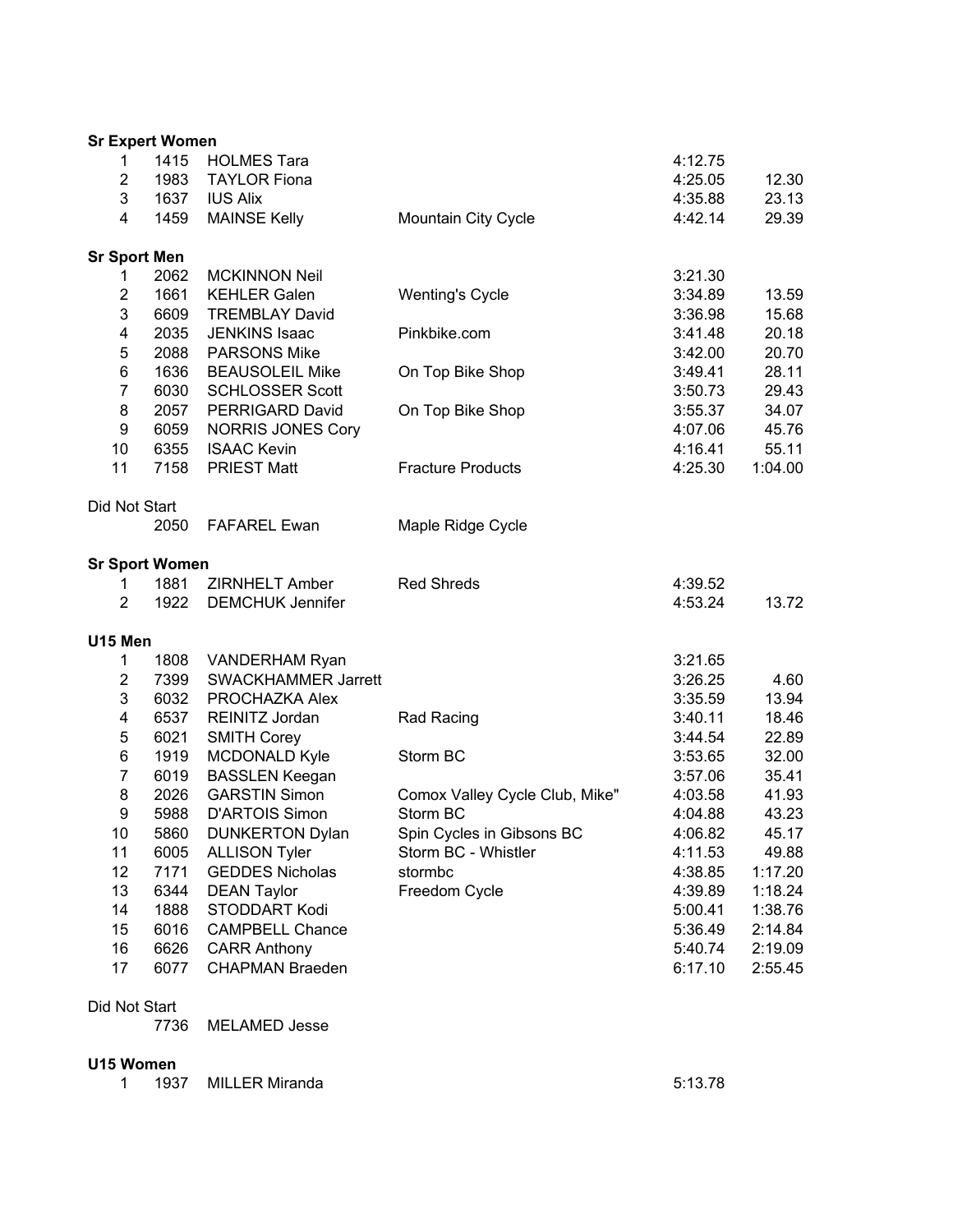**Sr Expert Women**

| | | | | | |
|---|---|---|---|---|---|
| 1 | 1415 | HOLMES Tara | | 4:12.75 | |
| 2 | 1983 | TAYLOR Fiona | | 4:25.05 | 12.30 |
| 3 | 1637 | IUS Alix | | 4:35.88 | 23.13 |
| 4 | 1459 | MAINSE Kelly | Mountain City Cycle | 4:42.14 | 29.39 |

**Sr Sport Men**

| | | | | | |
|---|---|---|---|---|---|
| 1 | 2062 | MCKINNON Neil | | 3:21.30 | |
| 2 | 1661 | KEHLER Galen | Wenting's Cycle | 3:34.89 | 13.59 |
| 3 | 6609 | TREMBLAY David | | 3:36.98 | 15.68 |
| 4 | 2035 | JENKINS Isaac | Pinkbike.com | 3:41.48 | 20.18 |
| 5 | 2088 | PARSONS Mike | | 3:42.00 | 20.70 |
| 6 | 1636 | BEAUSOLEIL Mike | On Top Bike Shop | 3:49.41 | 28.11 |
| 7 | 6030 | SCHLOSSER Scott | | 3:50.73 | 29.43 |
| 8 | 2057 | PERRIGARD David | On Top Bike Shop | 3:55.37 | 34.07 |
| 9 | 6059 | NORRIS JONES Cory | | 4:07.06 | 45.76 |
| 10 | 6355 | ISAAC Kevin | | 4:16.41 | 55.11 |
| 11 | 7158 | PRIEST Matt | Fracture Products | 4:25.30 | 1:04.00 |

Did Not Start

| | | | |
|---|---|---|---|
| | 2050 | FAFAREL Ewan | Maple Ridge Cycle |

**Sr Sport Women**

| | | | | | |
|---|---|---|---|---|---|
| 1 | 1881 | ZIRNHELT Amber | Red Shreds | 4:39.52 | |
| 2 | 1922 | DEMCHUK Jennifer | | 4:53.24 | 13.72 |

**U15 Men**

| | | | | | |
|---|---|---|---|---|---|
| 1 | 1808 | VANDERHAM Ryan | | 3:21.65 | |
| 2 | 7399 | SWACKHAMMER Jarrett | | 3:26.25 | 4.60 |
| 3 | 6032 | PROCHAZKA Alex | | 3:35.59 | 13.94 |
| 4 | 6537 | REINITZ Jordan | Rad Racing | 3:40.11 | 18.46 |
| 5 | 6021 | SMITH Corey | | 3:44.54 | 22.89 |
| 6 | 1919 | MCDONALD Kyle | Storm BC | 3:53.65 | 32.00 |
| 7 | 6019 | BASSLEN Keegan | | 3:57.06 | 35.41 |
| 8 | 2026 | GARSTIN Simon | Comox Valley Cycle Club, Mike" | 4:03.58 | 41.93 |
| 9 | 5988 | D'ARTOIS Simon | Storm BC | 4:04.88 | 43.23 |
| 10 | 5860 | DUNKERTON Dylan | Spin Cycles in Gibsons BC | 4:06.82 | 45.17 |
| 11 | 6005 | ALLISON Tyler | Storm BC - Whistler | 4:11.53 | 49.88 |
| 12 | 7171 | GEDDES Nicholas | stormbc | 4:38.85 | 1:17.20 |
| 13 | 6344 | DEAN Taylor | Freedom Cycle | 4:39.89 | 1:18.24 |
| 14 | 1888 | STODDART Kodi | | 5:00.41 | 1:38.76 |
| 15 | 6016 | CAMPBELL Chance | | 5:36.49 | 2:14.84 |
| 16 | 6626 | CARR Anthony | | 5:40.74 | 2:19.09 |
| 17 | 6077 | CHAPMAN Braeden | | 6:17.10 | 2:55.45 |

Did Not Start

| | | |
|---|---|---|
| | 7736 | MELAMED Jesse |

**U15 Women**

| | | | | | |
|---|---|---|---|---|---|
| 1 | 1937 | MILLER Miranda | | 5:13.78 | |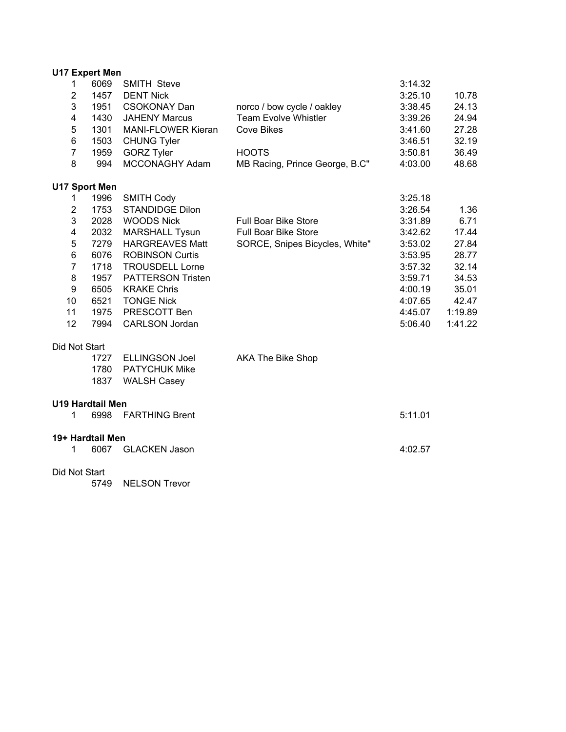**U17 Expert Men**

| | | | | | |
|---|---|---|---|---|---|
| 1 | 6069 | SMITH Steve | | 3:14.32 | |
| 2 | 1457 | DENT Nick | | 3:25.10 | 10.78 |
| 3 | 1951 | CSOKONAY Dan | norco / bow cycle / oakley | 3:38.45 | 24.13 |
| 4 | 1430 | JAHENY Marcus | Team Evolve Whistler | 3:39.26 | 24.94 |
| 5 | 1301 | MANI-FLOWER Kieran | Cove Bikes | 3:41.60 | 27.28 |
| 6 | 1503 | CHUNG Tyler | | 3:46.51 | 32.19 |
| 7 | 1959 | GORZ Tyler | HOOTS | 3:50.81 | 36.49 |
| 8 | 994 | MCCONAGHY Adam | MB Racing, Prince George, B.C" | 4:03.00 | 48.68 |

**U17 Sport Men**

| | | | | | |
|---|---|---|---|---|---|
| 1 | 1996 | SMITH Cody | | 3:25.18 | |
| 2 | 1753 | STANDIDGE Dilon | | 3:26.54 | 1.36 |
| 3 | 2028 | WOODS Nick | Full Boar Bike Store | 3:31.89 | 6.71 |
| 4 | 2032 | MARSHALL Tysun | Full Boar Bike Store | 3:42.62 | 17.44 |
| 5 | 7279 | HARGREAVES Matt | SORCE, Snipes Bicycles, White" | 3:53.02 | 27.84 |
| 6 | 6076 | ROBINSON Curtis | | 3:53.95 | 28.77 |
| 7 | 1718 | TROUSDELL Lorne | | 3:57.32 | 32.14 |
| 8 | 1957 | PATTERSON Tristen | | 3:59.71 | 34.53 |
| 9 | 6505 | KRAKE Chris | | 4:00.19 | 35.01 |
| 10 | 6521 | TONGE Nick | | 4:07.65 | 42.47 |
| 11 | 1975 | PRESCOTT Ben | | 4:45.07 | 1:19.89 |
| 12 | 7994 | CARLSON Jordan | | 5:06.40 | 1:41.22 |

Did Not Start

| | | |
|---|---|---|
| 1727 | ELLINGSON Joel | AKA The Bike Shop |
| 1780 | PATYCHUK Mike | |
| 1837 | WALSH Casey | |

**U19 Hardtail Men**

| | | | |
|---|---|---|---|
| 1 | 6998 | FARTHING Brent | 5:11.01 |

**19+ Hardtail Men**

| | | | |
|---|---|---|---|
| 1 | 6067 | GLACKEN Jason | 4:02.57 |

Did Not Start

| | |
|---|---|
| 5749 | NELSON Trevor |